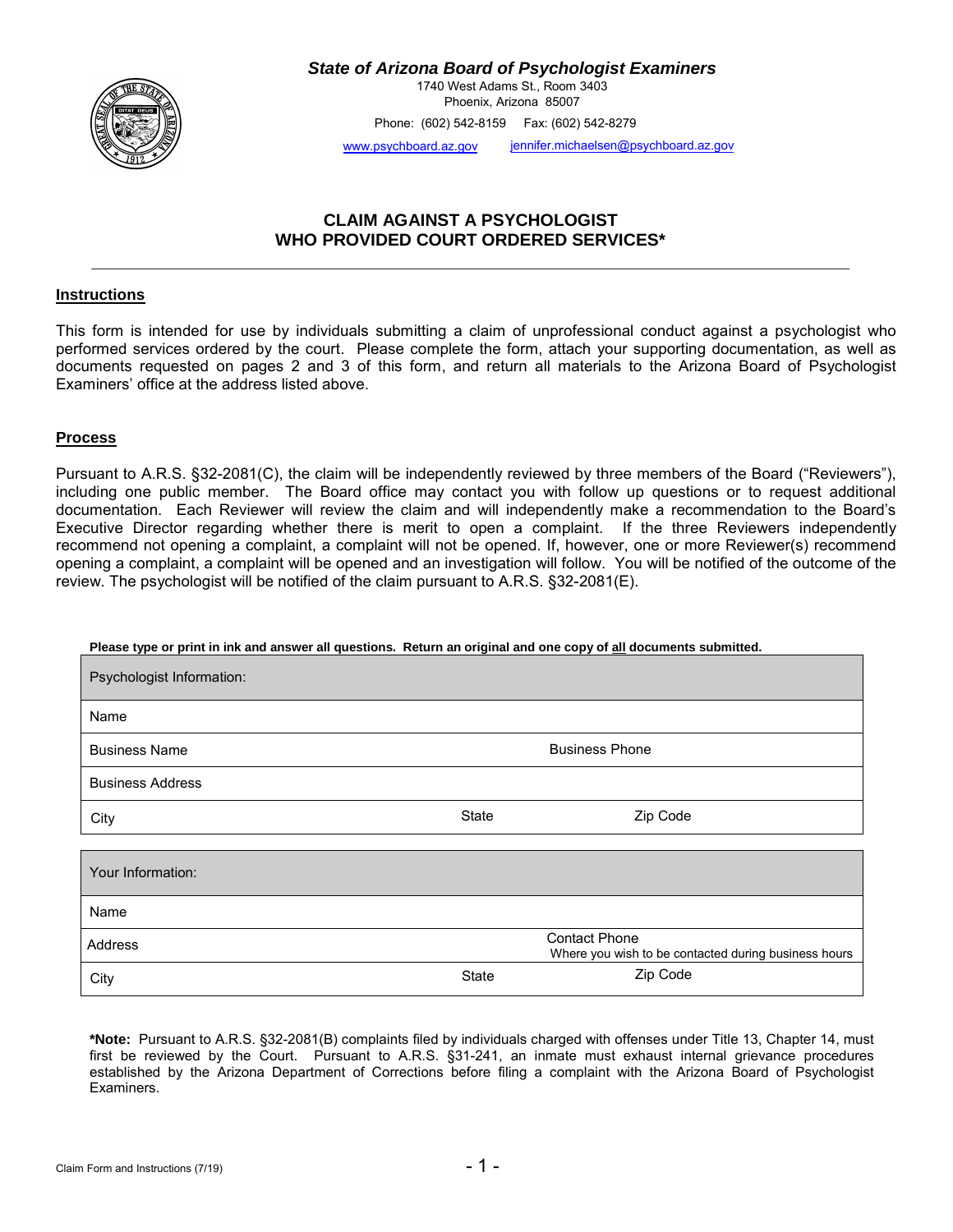***State of Arizona Board of Psychologist Examiners***

1740 West Adams St., Room 3403
Phoenix, Arizona 85007

Phone: (602) 542-8159 Fax: (602) 542-8279

www.psychboard.az.gov jennifer.michaelsen@psychboard.az.gov

## CLAIM AGAINST A PSYCHOLOGIST WHO PROVIDED COURT ORDERED SERVICES*

### Instructions

This form is intended for use by individuals submitting a claim of unprofessional conduct against a psychologist who performed services ordered by the court. Please complete the form, attach your supporting documentation, as well as documents requested on pages 2 and 3 of this form, and return all materials to the Arizona Board of Psychologist Examiners' office at the address listed above.

### Process

Pursuant to A.R.S. §32-2081(C), the claim will be independently reviewed by three members of the Board ("Reviewers"), including one public member. The Board office may contact you with follow up questions or to request additional documentation. Each Reviewer will review the claim and will independently make a recommendation to the Board's Executive Director regarding whether there is merit to open a complaint. If the three Reviewers independently recommend not opening a complaint, a complaint will not be opened. If, however, one or more Reviewer(s) recommend opening a complaint, a complaint will be opened and an investigation will follow. You will be notified of the outcome of the review. The psychologist will be notified of the claim pursuant to A.R.S. §32-2081(E).

**Please type or print in ink and answer all questions. Return an original and one copy of all documents submitted.**

| Psychologist Information: | | |
|---|---|---|
| Name | | |
| Business Name | | Business Phone |
| Business Address | | |
| City | State | Zip Code |

| Your Information: | | |
|---|---|---|
| Name | | |
| Address | | Contact Phone<br>Where you wish to be contacted during business hours |
| City | State | Zip Code |

***Note:** Pursuant to A.R.S. §32-2081(B) complaints filed by individuals charged with offenses under Title 13, Chapter 14, must first be reviewed by the Court. Pursuant to A.R.S. §31-241, an inmate must exhaust internal grievance procedures established by the Arizona Department of Corrections before filing a complaint with the Arizona Board of Psychologist Examiners.

Claim Form and Instructions (7/19)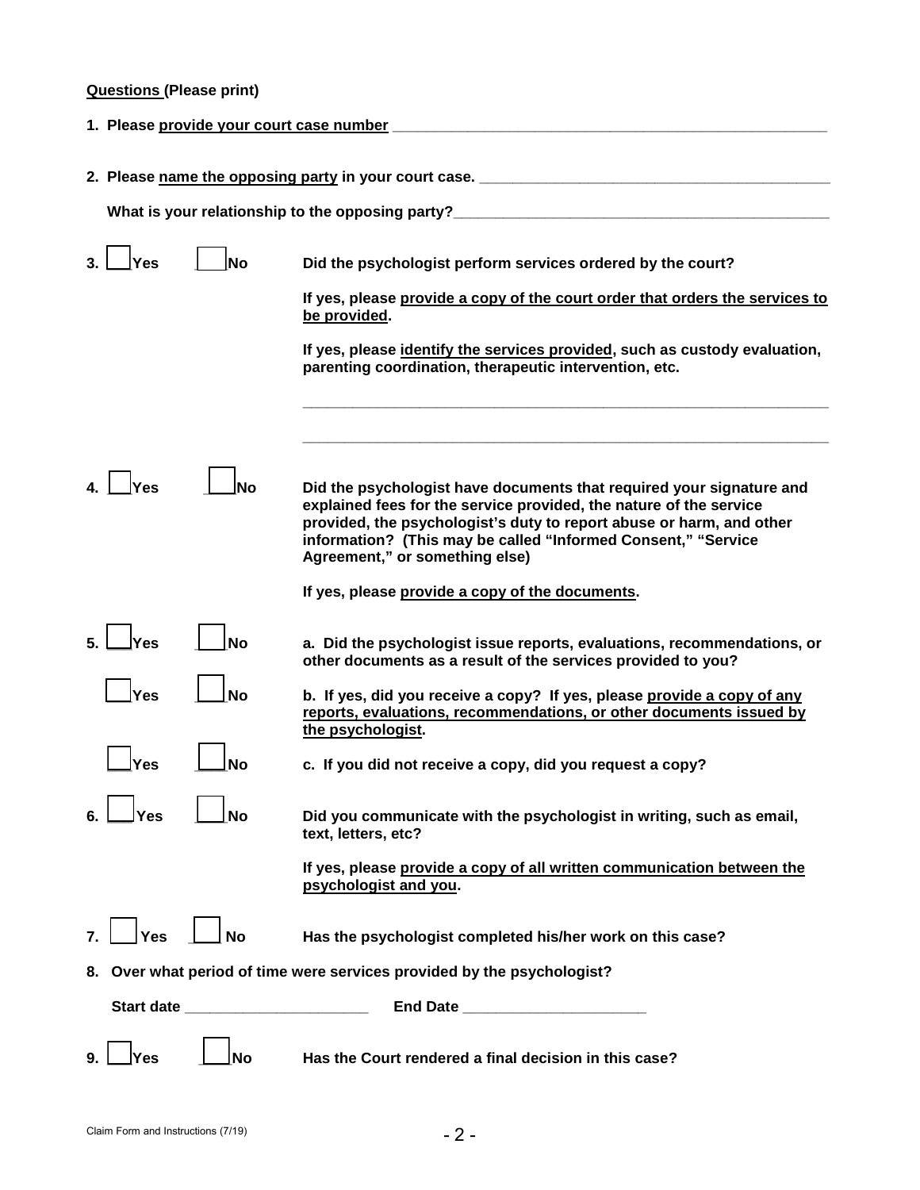**Questions (Please print)**

1. Please provide your court case number ______________________________________________

2. Please name the opposing party in your court case. ______________________________________

   What is your relationship to the opposing party?__________________________________________

3. ☐ Yes ☐ No — Did the psychologist perform services ordered by the court?

   If yes, please provide a copy of the court order that orders the services to be provided.

   If yes, please identify the services provided, such as custody evaluation, parenting coordination, therapeutic intervention, etc.

   ____________________________________________________________

   ____________________________________________________________

4. ☐ Yes ☐ No — Did the psychologist have documents that required your signature and explained fees for the service provided, the nature of the service provided, the psychologist's duty to report abuse or harm, and other information? (This may be called "Informed Consent," "Service Agreement," or something else)

   If yes, please provide a copy of the documents.

5. ☐ Yes ☐ No — a. Did the psychologist issue reports, evaluations, recommendations, or other documents as a result of the services provided to you?

   ☐ Yes ☐ No — b. If yes, did you receive a copy? If yes, please provide a copy of any reports, evaluations, recommendations, or other documents issued by the psychologist.

   ☐ Yes ☐ No — c. If you did not receive a copy, did you request a copy?

6. ☐ Yes ☐ No — Did you communicate with the psychologist in writing, such as email, text, letters, etc?

   If yes, please provide a copy of all written communication between the psychologist and you.

7. ☐ Yes ☐ No — Has the psychologist completed his/her work on this case?

8. Over what period of time were services provided by the psychologist?

   Start date ______________________ End Date ______________________

9. ☐ Yes ☐ No — Has the Court rendered a final decision in this case?

Claim Form and Instructions (7/19)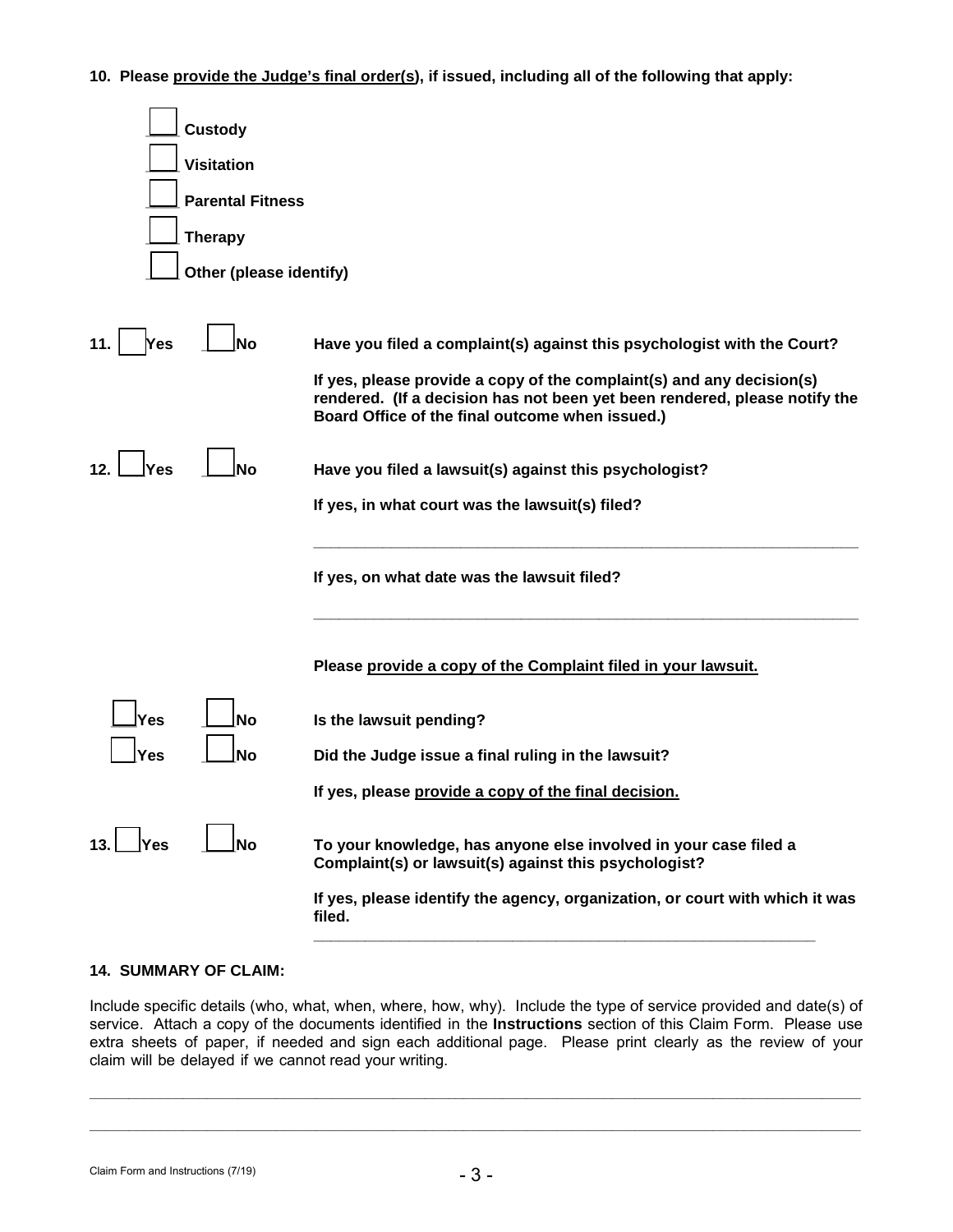**10. Please provide the Judge's final order(s), if issued, including all of the following that apply:**

- ☐ **Custody**
- ☐ **Visitation**
- ☐ **Parental Fitness**
- ☐ **Therapy**
- ☐ **Other (please identify)**

**11.** ☐ **Yes** ☐ **No** — **Have you filed a complaint(s) against this psychologist with the Court?**

**If yes, please provide a copy of the complaint(s) and any decision(s) rendered. (If a decision has not been yet been rendered, please notify the Board Office of the final outcome when issued.)**

**12.** ☐ **Yes** ☐ **No** — **Have you filed a lawsuit(s) against this psychologist?**

**If yes, in what court was the lawsuit(s) filed?**

\_\_\_\_\_\_\_\_\_\_\_\_\_\_\_\_\_\_\_\_\_\_\_\_\_\_\_\_\_\_\_\_\_\_\_\_\_\_\_\_\_\_\_\_\_\_\_\_\_\_\_\_\_\_\_\_\_\_

**If yes, on what date was the lawsuit filed?**

\_\_\_\_\_\_\_\_\_\_\_\_\_\_\_\_\_\_\_\_\_\_\_\_\_\_\_\_\_\_\_\_\_\_\_\_\_\_\_\_\_\_\_\_\_\_\_\_\_\_\_\_\_\_\_\_\_\_

**Please provide a copy of the Complaint filed in your lawsuit.**

☐ **Yes** ☐ **No** — **Is the lawsuit pending?**

☐ **Yes** ☐ **No** — **Did the Judge issue a final ruling in the lawsuit?**

**If yes, please provide a copy of the final decision.**

**13.** ☐ **Yes** ☐ **No** — **To your knowledge, has anyone else involved in your case filed a Complaint(s) or lawsuit(s) against this psychologist?**

**If yes, please identify the agency, organization, or court with which it was filed.**

\_\_\_\_\_\_\_\_\_\_\_\_\_\_\_\_\_\_\_\_\_\_\_\_\_\_\_\_\_\_\_\_\_\_\_\_\_\_\_\_\_\_\_\_\_\_\_\_\_\_\_\_\_\_\_\_\_\_

**14. SUMMARY OF CLAIM:**

Include specific details (who, what, when, where, how, why). Include the type of service provided and date(s) of service. Attach a copy of the documents identified in the **Instructions** section of this Claim Form. Please use extra sheets of paper, if needed and sign each additional page. Please print clearly as the review of your claim will be delayed if we cannot read your writing.

\_\_\_\_\_\_\_\_\_\_\_\_\_\_\_\_\_\_\_\_\_\_\_\_\_\_\_\_\_\_\_\_\_\_\_\_\_\_\_\_\_\_\_\_\_\_\_\_\_\_\_\_\_\_\_\_\_\_\_\_\_\_\_\_\_\_\_\_\_\_\_\_\_\_\_\_\_\_

\_\_\_\_\_\_\_\_\_\_\_\_\_\_\_\_\_\_\_\_\_\_\_\_\_\_\_\_\_\_\_\_\_\_\_\_\_\_\_\_\_\_\_\_\_\_\_\_\_\_\_\_\_\_\_\_\_\_\_\_\_\_\_\_\_\_\_\_\_\_\_\_\_\_\_\_\_\_

Claim Form and Instructions (7/19)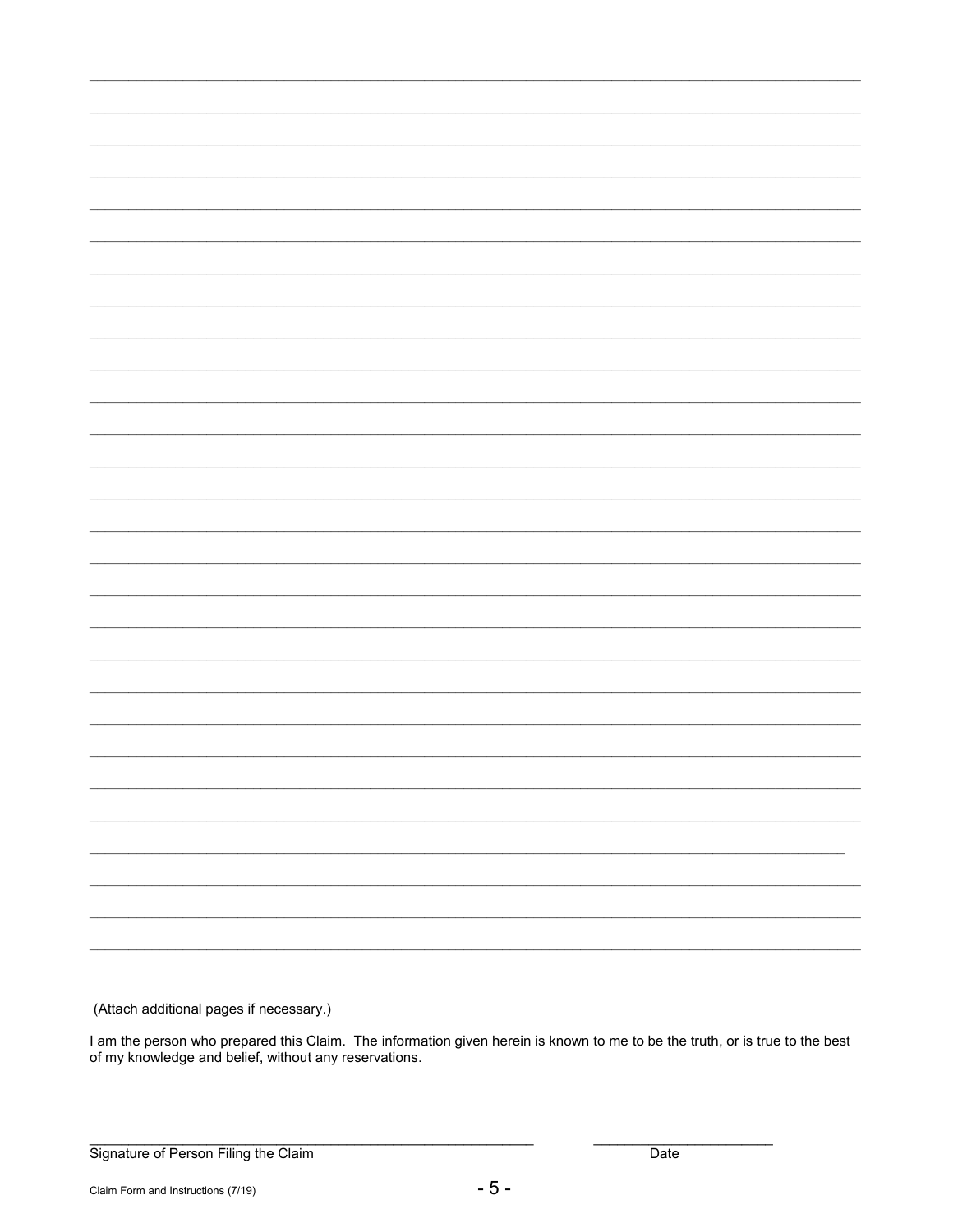(Attach additional pages if necessary.)

I am the person who prepared this Claim. The information given herein is known to me to be the truth, or is true to the best of my knowledge and belief, without any reservations.

\_\_\_\_\_\_\_\_\_\_\_\_\_\_\_\_\_\_\_\_\_\_\_\_\_\_\_\_\_\_\_\_\_\_\_\_\_\_\_\_ \_\_\_\_\_\_\_\_\_\_\_\_\_\_\_\_\_\_\_\_

Signature of Person Filing the Claim Date

Claim Form and Instructions (7/19)